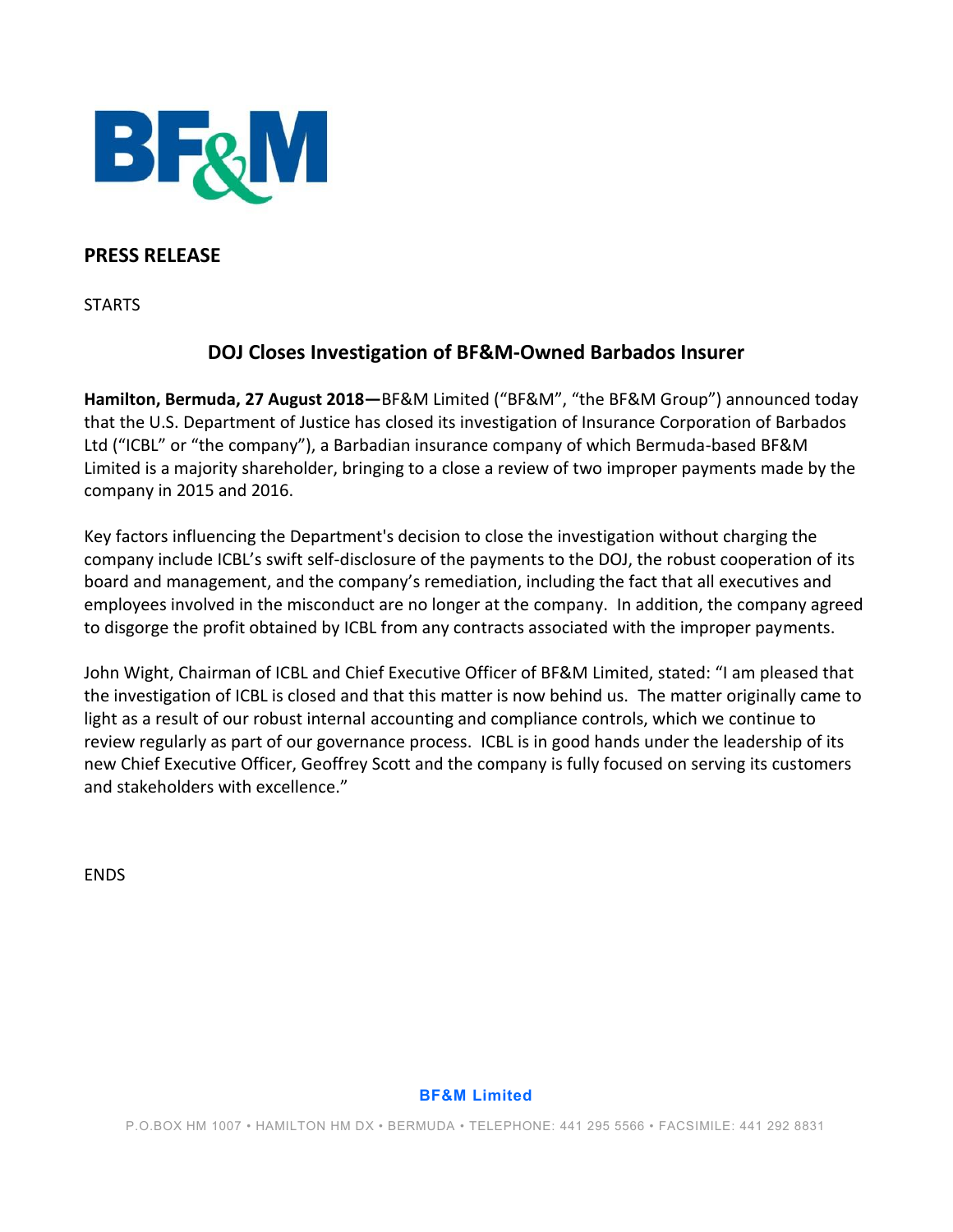BF&M

## PRESS RELEASE

STARTS

# DOJ Closes Investigation of BF&M-Owned Barbados Insurer

**Hamilton, Bermuda, 27 August 2018—**BF&M Limited ("BF&M", "the BF&M Group") announced today that the U.S. Department of Justice has closed its investigation of Insurance Corporation of Barbados Ltd ("ICBL" or "the company"), a Barbadian insurance company of which Bermuda-based BF&M Limited is a majority shareholder, bringing to a close a review of two improper payments made by the company in 2015 and 2016.

Key factors influencing the Department's decision to close the investigation without charging the company include ICBL's swift self-disclosure of the payments to the DOJ, the robust cooperation of its board and management, and the company's remediation, including the fact that all executives and employees involved in the misconduct are no longer at the company. In addition, the company agreed to disgorge the profit obtained by ICBL from any contracts associated with the improper payments.

John Wight, Chairman of ICBL and Chief Executive Officer of BF&M Limited, stated: "I am pleased that the investigation of ICBL is closed and that this matter is now behind us. The matter originally came to light as a result of our robust internal accounting and compliance controls, which we continue to review regularly as part of our governance process. ICBL is in good hands under the leadership of its new Chief Executive Officer, Geoffrey Scott and the company is fully focused on serving its customers and stakeholders with excellence."

ENDS

**BF&M Limited**

P.O.BOX HM 1007 • HAMILTON HM DX • BERMUDA • TELEPHONE: 441 295 5566 • FACSIMILE: 441 292 8831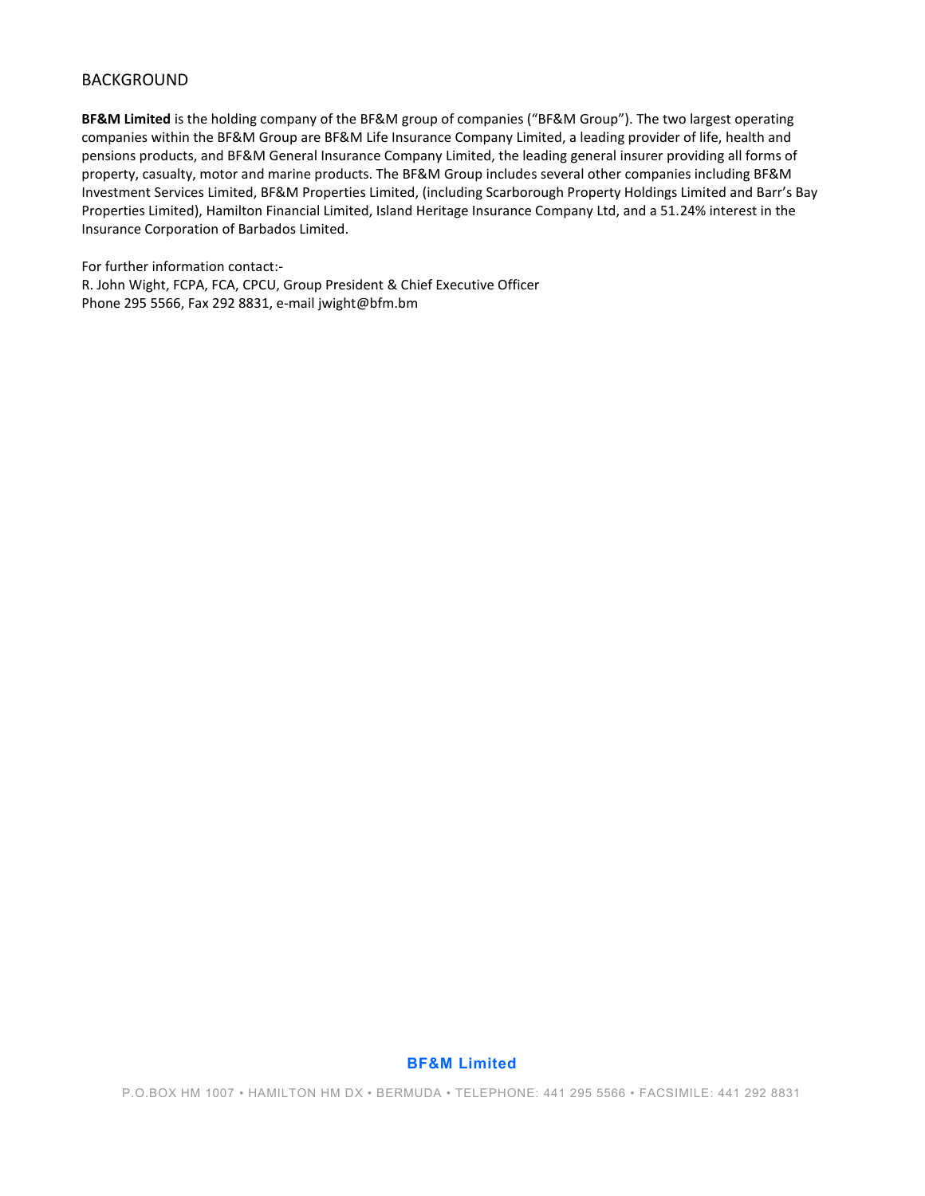## BACKGROUND

**BF&M Limited** is the holding company of the BF&M group of companies ("BF&M Group"). The two largest operating companies within the BF&M Group are BF&M Life Insurance Company Limited, a leading provider of life, health and pensions products, and BF&M General Insurance Company Limited, the leading general insurer providing all forms of property, casualty, motor and marine products. The BF&M Group includes several other companies including BF&M Investment Services Limited, BF&M Properties Limited, (including Scarborough Property Holdings Limited and Barr's Bay Properties Limited), Hamilton Financial Limited, Island Heritage Insurance Company Ltd, and a 51.24% interest in the Insurance Corporation of Barbados Limited.

For further information contact:-
R. John Wight, FCPA, FCA, CPCU, Group President & Chief Executive Officer
Phone 295 5566, Fax 292 8831, e-mail jwight@bfm.bm

**BF&M Limited**

P.O.BOX HM 1007 • HAMILTON HM DX • BERMUDA • TELEPHONE: 441 295 5566 • FACSIMILE: 441 292 8831